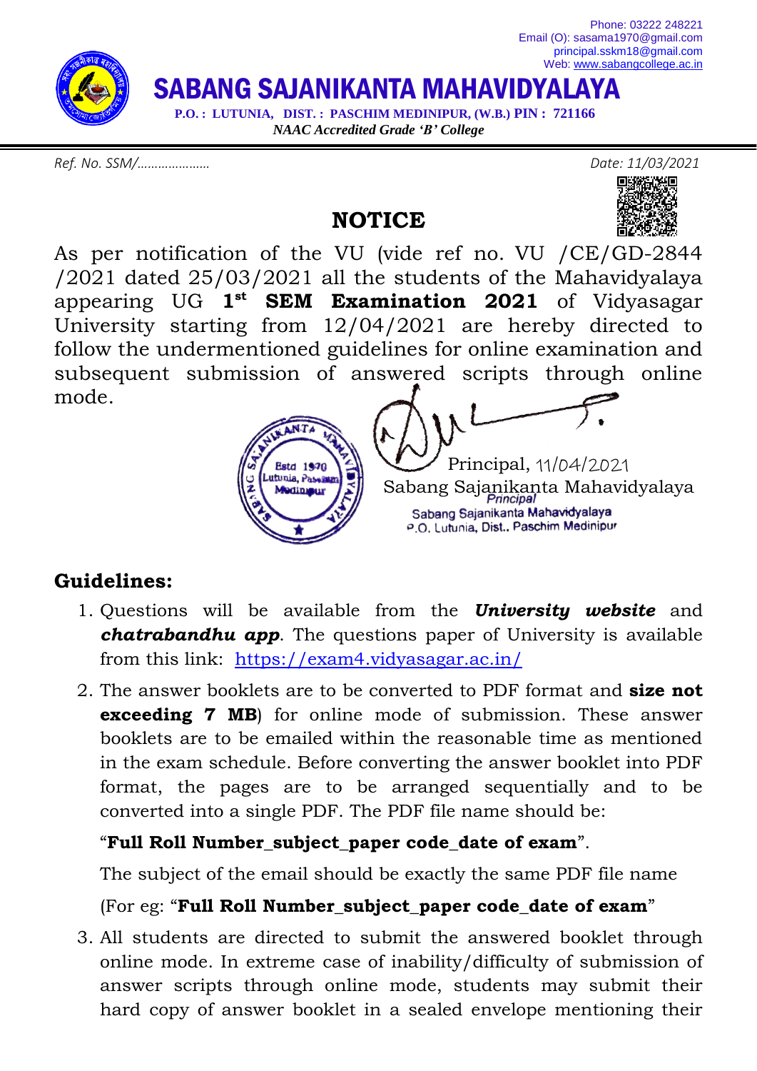Phone: 03222 248221
Email (O): sasama1970@gmail.com
principal.sskm18@gmail.com
Web: www.sabangcollege.ac.in

# SABANG SAJANIKANTA MAHAVIDYALAYA

**P.O. : LUTUNIA, DIST. : PASCHIM MEDINIPUR, (W.B.) PIN : 721166**

***NAAC Accredited Grade 'B' College***

*Ref. No. SSM/…………………* *Date: 11/03/2021*

## NOTICE

As per notification of the VU (vide ref no. VU /CE/GD-2844 /2021 dated 25/03/2021 all the students of the Mahavidyalaya appearing UG **1st SEM Examination 2021** of Vidyasagar University starting from 12/04/2021 are hereby directed to follow the undermentioned guidelines for online examination and subsequent submission of answered scripts through online mode.

Principal, 11/04/2021
Sabang Sajanikanta Mahavidyalaya

Principal
Sabang Sajanikanta Mahavidyalaya
P.O. Lutunia, Dist.. Paschim Medinipur

## Guidelines:

1. Questions will be available from the ***University website*** and ***chatrabandhu app***. The questions paper of University is available from this link: https://exam4.vidyasagar.ac.in/
2. The answer booklets are to be converted to PDF format and **size not exceeding 7 MB**) for online mode of submission. These answer booklets are to be emailed within the reasonable time as mentioned in the exam schedule. Before converting the answer booklet into PDF format, the pages are to be arranged sequentially and to be converted into a single PDF. The PDF file name should be:

   "**Full Roll Number_subject_paper code_date of exam**".

   The subject of the email should be exactly the same PDF file name

   (For eg: "**Full Roll Number_subject_paper code_date of exam**"
3. All students are directed to submit the answered booklet through online mode. In extreme case of inability/difficulty of submission of answer scripts through online mode, students may submit their hard copy of answer booklet in a sealed envelope mentioning their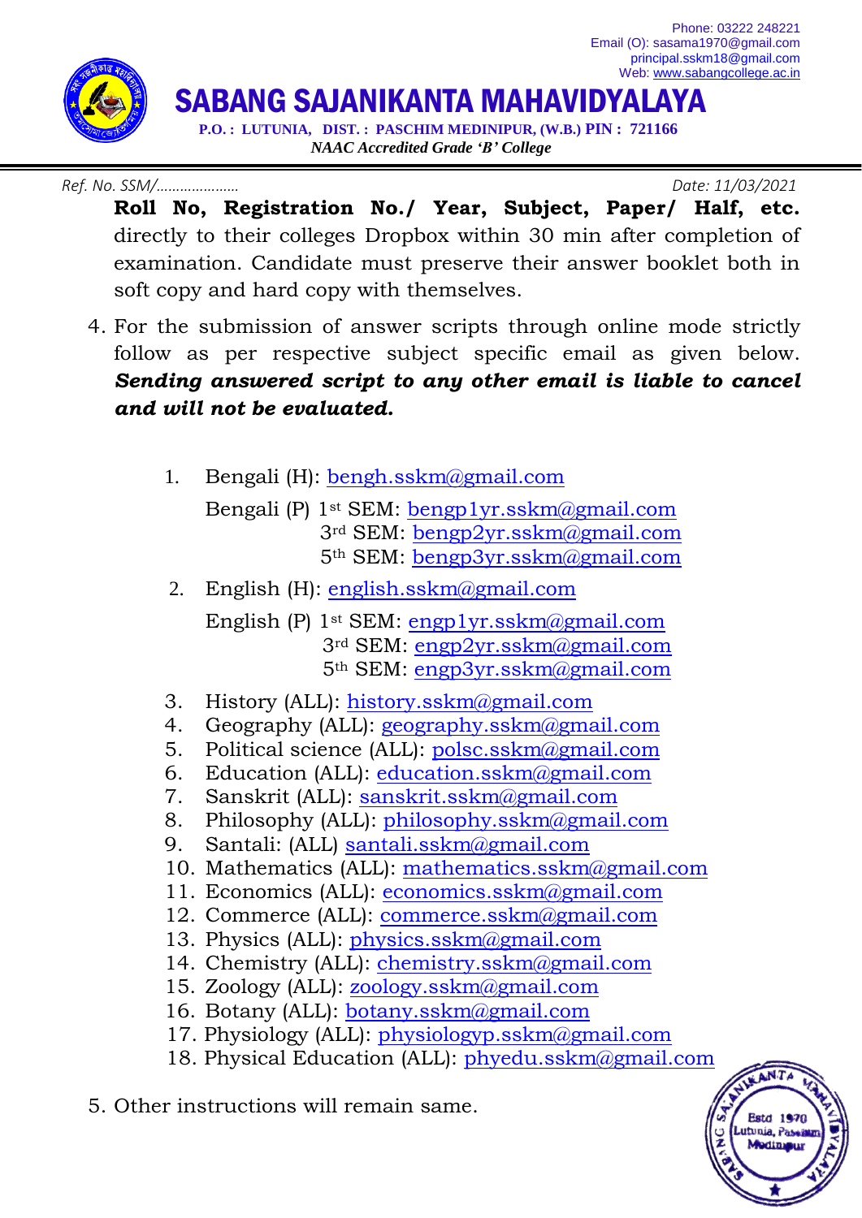Roll No, Registration No./ Year, Subject, Paper/ Half, etc.** directly to their colleges Dropbox within 30 min after completion of examination. Candidate must preserve their answer booklet both in soft copy and hard copy with themselves.

4. For the submission of answer scripts through online mode strictly follow as per respective subject specific email as given below. ***Sending answered script to any other email is liable to cancel and will not be evaluated.***

    1. Bengali (H): bengh.sskm@gmail.com

       Bengali (P) 1st SEM: bengp1yr.sskm@gmail.com
       3rd SEM: bengp2yr.sskm@gmail.com
       5th SEM: bengp3yr.sskm@gmail.com
    2. English (H): english.sskm@gmail.com

       English (P) 1st SEM: engp1yr.sskm@gmail.com
       3rd SEM: engp2yr.sskm@gmail.com
       5th SEM: engp3yr.sskm@gmail.com
    3. History (ALL): history.sskm@gmail.com
    4. Geography (ALL): geography.sskm@gmail.com
    5. Political science (ALL): polsc.sskm@gmail.com
    6. Education (ALL): education.sskm@gmail.com
    7. Sanskrit (ALL): sanskrit.sskm@gmail.com
    8. Philosophy (ALL): philosophy.sskm@gmail.com
    9. Santali: (ALL) santali.sskm@gmail.com
    10. Mathematics (ALL): mathematics.sskm@gmail.com
    11. Economics (ALL): economics.sskm@gmail.com
    12. Commerce (ALL): commerce.sskm@gmail.com
    13. Physics (ALL): physics.sskm@gmail.com
    14. Chemistry (ALL): chemistry.sskm@gmail.com
    15. Zoology (ALL): zoology.sskm@gmail.com
    16. Botany (ALL): botany.sskm@gmail.com
    17. Physiology (ALL): physiologyp.sskm@gmail.com
    18. Physical Education (ALL): phyedu.sskm@gmail.com

5. Other instructions will remain same.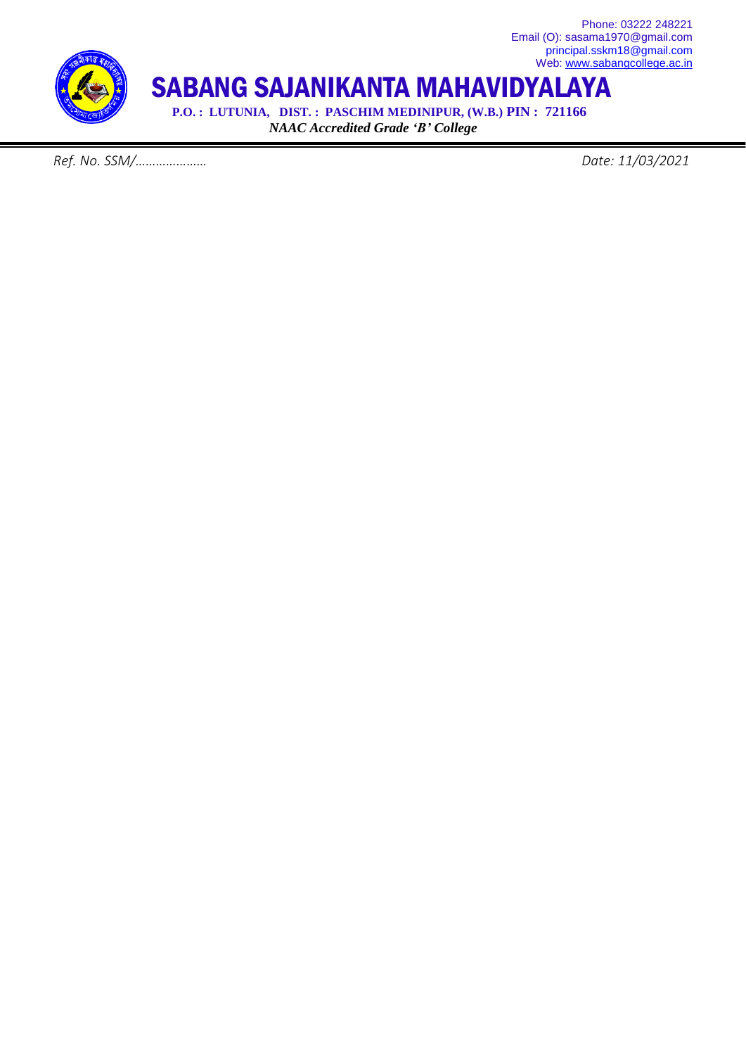Phone: 03222 248221
Email (O): sasama1970@gmail.com
principal.sskm18@gmail.com
Web: www.sabangcollege.ac.in

# SABANG SAJANIKANTA MAHAVIDYALAYA

**P.O. : LUTUNIA, DIST. : PASCHIM MEDINIPUR, (W.B.) PIN : 721166**

***NAAC Accredited Grade 'B' College***

*Ref. No. SSM/…………………*

*Date: 11/03/2021*